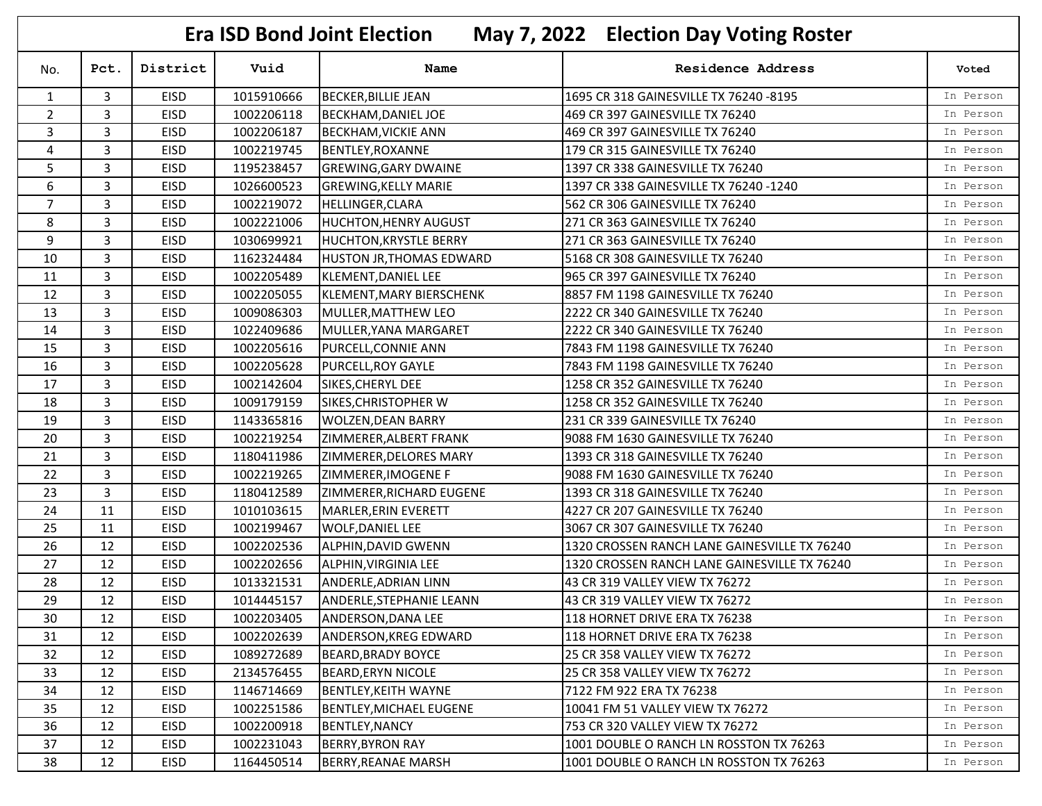# Era ISD Bond Joint Election May 7, 2022 Election Day Voting Roster

| No. | Pct. | District | Vuid | Name | Residence Address | Voted |
|---|---|---|---|---|---|---|
| 1 | 3 | EISD | 1015910666 | BECKER,BILLIE JEAN | 1695 CR 318 GAINESVILLE TX 76240 -8195 | In Person |
| 2 | 3 | EISD | 1002206118 | BECKHAM,DANIEL JOE | 469 CR 397 GAINESVILLE TX 76240 | In Person |
| 3 | 3 | EISD | 1002206187 | BECKHAM,VICKIE ANN | 469 CR 397 GAINESVILLE TX 76240 | In Person |
| 4 | 3 | EISD | 1002219745 | BENTLEY,ROXANNE | 179 CR 315 GAINESVILLE TX 76240 | In Person |
| 5 | 3 | EISD | 1195238457 | GREWING,GARY DWAINE | 1397 CR 338 GAINESVILLE TX 76240 | In Person |
| 6 | 3 | EISD | 1026600523 | GREWING,KELLY MARIE | 1397 CR 338 GAINESVILLE TX 76240 -1240 | In Person |
| 7 | 3 | EISD | 1002219072 | HELLINGER,CLARA | 562 CR 306 GAINESVILLE TX 76240 | In Person |
| 8 | 3 | EISD | 1002221006 | HUCHTON,HENRY AUGUST | 271 CR 363 GAINESVILLE TX 76240 | In Person |
| 9 | 3 | EISD | 1030699921 | HUCHTON,KRYSTLE BERRY | 271 CR 363 GAINESVILLE TX 76240 | In Person |
| 10 | 3 | EISD | 1162324484 | HUSTON JR,THOMAS EDWARD | 5168 CR 308 GAINESVILLE TX 76240 | In Person |
| 11 | 3 | EISD | 1002205489 | KLEMENT,DANIEL LEE | 965 CR 397 GAINESVILLE TX 76240 | In Person |
| 12 | 3 | EISD | 1002205055 | KLEMENT,MARY BIERSCHENK | 8857 FM 1198 GAINESVILLE TX 76240 | In Person |
| 13 | 3 | EISD | 1009086303 | MULLER,MATTHEW LEO | 2222 CR 340 GAINESVILLE TX 76240 | In Person |
| 14 | 3 | EISD | 1022409686 | MULLER,YANA MARGARET | 2222 CR 340 GAINESVILLE TX 76240 | In Person |
| 15 | 3 | EISD | 1002205616 | PURCELL,CONNIE ANN | 7843 FM 1198 GAINESVILLE TX 76240 | In Person |
| 16 | 3 | EISD | 1002205628 | PURCELL,ROY GAYLE | 7843 FM 1198 GAINESVILLE TX 76240 | In Person |
| 17 | 3 | EISD | 1002142604 | SIKES,CHERYL DEE | 1258 CR 352 GAINESVILLE TX 76240 | In Person |
| 18 | 3 | EISD | 1009179159 | SIKES,CHRISTOPHER W | 1258 CR 352 GAINESVILLE TX 76240 | In Person |
| 19 | 3 | EISD | 1143365816 | WOLZEN,DEAN BARRY | 231 CR 339 GAINESVILLE TX 76240 | In Person |
| 20 | 3 | EISD | 1002219254 | ZIMMERER,ALBERT FRANK | 9088 FM 1630 GAINESVILLE TX 76240 | In Person |
| 21 | 3 | EISD | 1180411986 | ZIMMERER,DELORES MARY | 1393 CR 318 GAINESVILLE TX 76240 | In Person |
| 22 | 3 | EISD | 1002219265 | ZIMMERER,IMOGENE F | 9088 FM 1630 GAINESVILLE TX 76240 | In Person |
| 23 | 3 | EISD | 1180412589 | ZIMMERER,RICHARD EUGENE | 1393 CR 318 GAINESVILLE TX 76240 | In Person |
| 24 | 11 | EISD | 1010103615 | MARLER,ERIN EVERETT | 4227 CR 207 GAINESVILLE TX 76240 | In Person |
| 25 | 11 | EISD | 1002199467 | WOLF,DANIEL LEE | 3067 CR 307 GAINESVILLE TX 76240 | In Person |
| 26 | 12 | EISD | 1002202536 | ALPHIN,DAVID GWENN | 1320 CROSSEN RANCH LANE GAINESVILLE TX 76240 | In Person |
| 27 | 12 | EISD | 1002202656 | ALPHIN,VIRGINIA LEE | 1320 CROSSEN RANCH LANE GAINESVILLE TX 76240 | In Person |
| 28 | 12 | EISD | 1013321531 | ANDERLE,ADRIAN LINN | 43 CR 319 VALLEY VIEW TX 76272 | In Person |
| 29 | 12 | EISD | 1014445157 | ANDERLE,STEPHANIE LEANN | 43 CR 319 VALLEY VIEW TX 76272 | In Person |
| 30 | 12 | EISD | 1002203405 | ANDERSON,DANA LEE | 118 HORNET DRIVE ERA TX 76238 | In Person |
| 31 | 12 | EISD | 1002202639 | ANDERSON,KREG EDWARD | 118 HORNET DRIVE ERA TX 76238 | In Person |
| 32 | 12 | EISD | 1089272689 | BEARD,BRADY BOYCE | 25 CR 358 VALLEY VIEW TX 76272 | In Person |
| 33 | 12 | EISD | 2134576455 | BEARD,ERYN NICOLE | 25 CR 358 VALLEY VIEW TX 76272 | In Person |
| 34 | 12 | EISD | 1146714669 | BENTLEY,KEITH WAYNE | 7122 FM 922 ERA TX 76238 | In Person |
| 35 | 12 | EISD | 1002251586 | BENTLEY,MICHAEL EUGENE | 10041 FM 51 VALLEY VIEW TX 76272 | In Person |
| 36 | 12 | EISD | 1002200918 | BENTLEY,NANCY | 753 CR 320 VALLEY VIEW TX 76272 | In Person |
| 37 | 12 | EISD | 1002231043 | BERRY,BYRON RAY | 1001 DOUBLE O RANCH LN ROSSTON TX 76263 | In Person |
| 38 | 12 | EISD | 1164450514 | BERRY,REANAE MARSH | 1001 DOUBLE O RANCH LN ROSSTON TX 76263 | In Person |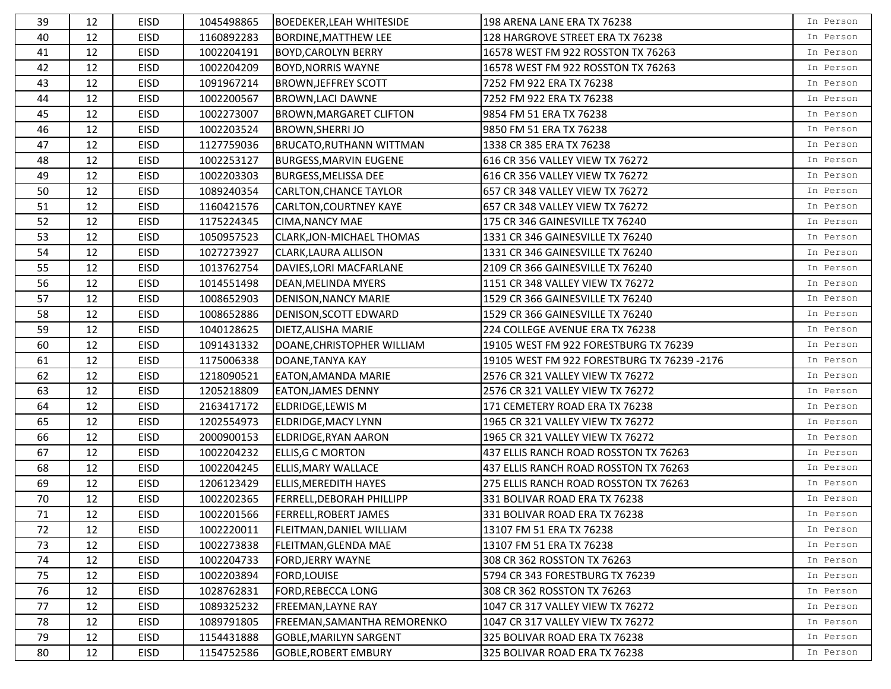| | | | | | | |
|---|---|---|---|---|---|---|
| 39 | 12 | EISD | 1045498865 | BOEDEKER,LEAH WHITESIDE | 198 ARENA LANE ERA TX 76238 | In Person |
| 40 | 12 | EISD | 1160892283 | BORDINE,MATTHEW LEE | 128 HARGROVE STREET ERA TX 76238 | In Person |
| 41 | 12 | EISD | 1002204191 | BOYD,CAROLYN BERRY | 16578 WEST FM 922 ROSSTON TX 76263 | In Person |
| 42 | 12 | EISD | 1002204209 | BOYD,NORRIS WAYNE | 16578 WEST FM 922 ROSSTON TX 76263 | In Person |
| 43 | 12 | EISD | 1091967214 | BROWN,JEFFREY SCOTT | 7252 FM 922 ERA TX 76238 | In Person |
| 44 | 12 | EISD | 1002200567 | BROWN,LACI DAWNE | 7252 FM 922 ERA TX 76238 | In Person |
| 45 | 12 | EISD | 1002273007 | BROWN,MARGARET CLIFTON | 9854 FM 51 ERA TX 76238 | In Person |
| 46 | 12 | EISD | 1002203524 | BROWN,SHERRI JO | 9850 FM 51 ERA TX 76238 | In Person |
| 47 | 12 | EISD | 1127759036 | BRUCATO,RUTHANN WITTMAN | 1338 CR 385 ERA TX 76238 | In Person |
| 48 | 12 | EISD | 1002253127 | BURGESS,MARVIN EUGENE | 616 CR 356 VALLEY VIEW TX 76272 | In Person |
| 49 | 12 | EISD | 1002203303 | BURGESS,MELISSA DEE | 616 CR 356 VALLEY VIEW TX 76272 | In Person |
| 50 | 12 | EISD | 1089240354 | CARLTON,CHANCE TAYLOR | 657 CR 348 VALLEY VIEW TX 76272 | In Person |
| 51 | 12 | EISD | 1160421576 | CARLTON,COURTNEY KAYE | 657 CR 348 VALLEY VIEW TX 76272 | In Person |
| 52 | 12 | EISD | 1175224345 | CIMA,NANCY MAE | 175 CR 346 GAINESVILLE TX 76240 | In Person |
| 53 | 12 | EISD | 1050957523 | CLARK,JON-MICHAEL THOMAS | 1331 CR 346 GAINESVILLE TX 76240 | In Person |
| 54 | 12 | EISD | 1027273927 | CLARK,LAURA ALLISON | 1331 CR 346 GAINESVILLE TX 76240 | In Person |
| 55 | 12 | EISD | 1013762754 | DAVIES,LORI MACFARLANE | 2109 CR 366 GAINESVILLE TX 76240 | In Person |
| 56 | 12 | EISD | 1014551498 | DEAN,MELINDA MYERS | 1151 CR 348 VALLEY VIEW TX 76272 | In Person |
| 57 | 12 | EISD | 1008652903 | DENISON,NANCY MARIE | 1529 CR 366 GAINESVILLE TX 76240 | In Person |
| 58 | 12 | EISD | 1008652886 | DENISON,SCOTT EDWARD | 1529 CR 366 GAINESVILLE TX 76240 | In Person |
| 59 | 12 | EISD | 1040128625 | DIETZ,ALISHA MARIE | 224 COLLEGE AVENUE ERA TX 76238 | In Person |
| 60 | 12 | EISD | 1091431332 | DOANE,CHRISTOPHER WILLIAM | 19105 WEST FM 922 FORESTBURG TX 76239 | In Person |
| 61 | 12 | EISD | 1175006338 | DOANE,TANYA KAY | 19105 WEST FM 922 FORESTBURG TX 76239 -2176 | In Person |
| 62 | 12 | EISD | 1218090521 | EATON,AMANDA MARIE | 2576 CR 321 VALLEY VIEW TX 76272 | In Person |
| 63 | 12 | EISD | 1205218809 | EATON,JAMES DENNY | 2576 CR 321 VALLEY VIEW TX 76272 | In Person |
| 64 | 12 | EISD | 2163417172 | ELDRIDGE,LEWIS M | 171 CEMETERY ROAD ERA TX 76238 | In Person |
| 65 | 12 | EISD | 1202554973 | ELDRIDGE,MACY LYNN | 1965 CR 321 VALLEY VIEW TX 76272 | In Person |
| 66 | 12 | EISD | 2000900153 | ELDRIDGE,RYAN AARON | 1965 CR 321 VALLEY VIEW TX 76272 | In Person |
| 67 | 12 | EISD | 1002204232 | ELLIS,G C MORTON | 437 ELLIS RANCH ROAD ROSSTON TX 76263 | In Person |
| 68 | 12 | EISD | 1002204245 | ELLIS,MARY WALLACE | 437 ELLIS RANCH ROAD ROSSTON TX 76263 | In Person |
| 69 | 12 | EISD | 1206123429 | ELLIS,MEREDITH HAYES | 275 ELLIS RANCH ROAD ROSSTON TX 76263 | In Person |
| 70 | 12 | EISD | 1002202365 | FERRELL,DEBORAH PHILLIPP | 331 BOLIVAR ROAD ERA TX 76238 | In Person |
| 71 | 12 | EISD | 1002201566 | FERRELL,ROBERT JAMES | 331 BOLIVAR ROAD ERA TX 76238 | In Person |
| 72 | 12 | EISD | 1002220011 | FLEITMAN,DANIEL WILLIAM | 13107 FM 51 ERA TX 76238 | In Person |
| 73 | 12 | EISD | 1002273838 | FLEITMAN,GLENDA MAE | 13107 FM 51 ERA TX 76238 | In Person |
| 74 | 12 | EISD | 1002204733 | FORD,JERRY WAYNE | 308 CR 362 ROSSTON TX 76263 | In Person |
| 75 | 12 | EISD | 1002203894 | FORD,LOUISE | 5794 CR 343 FORESTBURG TX 76239 | In Person |
| 76 | 12 | EISD | 1028762831 | FORD,REBECCA LONG | 308 CR 362 ROSSTON TX 76263 | In Person |
| 77 | 12 | EISD | 1089325232 | FREEMAN,LAYNE RAY | 1047 CR 317 VALLEY VIEW TX 76272 | In Person |
| 78 | 12 | EISD | 1089791805 | FREEMAN,SAMANTHA REMORENKO | 1047 CR 317 VALLEY VIEW TX 76272 | In Person |
| 79 | 12 | EISD | 1154431888 | GOBLE,MARILYN SARGENT | 325 BOLIVAR ROAD ERA TX 76238 | In Person |
| 80 | 12 | EISD | 1154752586 | GOBLE,ROBERT EMBURY | 325 BOLIVAR ROAD ERA TX 76238 | In Person |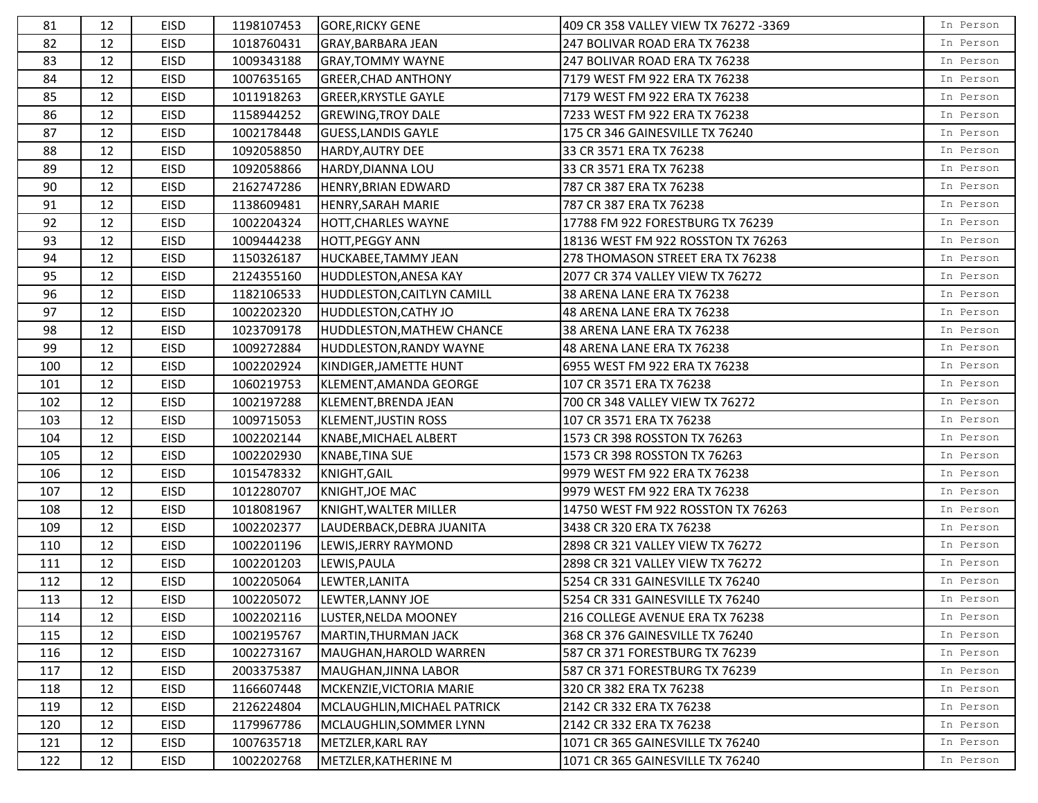| | | | | | | |
|---|---|---|---|---|---|---|
| 81 | 12 | EISD | 1198107453 | GORE,RICKY GENE | 409 CR 358 VALLEY VIEW TX 76272 -3369 | In Person |
| 82 | 12 | EISD | 1018760431 | GRAY,BARBARA JEAN | 247 BOLIVAR ROAD ERA TX 76238 | In Person |
| 83 | 12 | EISD | 1009343188 | GRAY,TOMMY WAYNE | 247 BOLIVAR ROAD ERA TX 76238 | In Person |
| 84 | 12 | EISD | 1007635165 | GREER,CHAD ANTHONY | 7179 WEST FM 922 ERA TX 76238 | In Person |
| 85 | 12 | EISD | 1011918263 | GREER,KRYSTLE GAYLE | 7179 WEST FM 922 ERA TX 76238 | In Person |
| 86 | 12 | EISD | 1158944252 | GREWING,TROY DALE | 7233 WEST FM 922 ERA TX 76238 | In Person |
| 87 | 12 | EISD | 1002178448 | GUESS,LANDIS GAYLE | 175 CR 346 GAINESVILLE TX 76240 | In Person |
| 88 | 12 | EISD | 1092058850 | HARDY,AUTRY DEE | 33 CR 3571 ERA TX 76238 | In Person |
| 89 | 12 | EISD | 1092058866 | HARDY,DIANNA LOU | 33 CR 3571 ERA TX 76238 | In Person |
| 90 | 12 | EISD | 2162747286 | HENRY,BRIAN EDWARD | 787 CR 387 ERA TX 76238 | In Person |
| 91 | 12 | EISD | 1138609481 | HENRY,SARAH MARIE | 787 CR 387 ERA TX 76238 | In Person |
| 92 | 12 | EISD | 1002204324 | HOTT,CHARLES WAYNE | 17788 FM 922 FORESTBURG TX 76239 | In Person |
| 93 | 12 | EISD | 1009444238 | HOTT,PEGGY ANN | 18136 WEST FM 922 ROSSTON TX 76263 | In Person |
| 94 | 12 | EISD | 1150326187 | HUCKABEE,TAMMY JEAN | 278 THOMASON STREET ERA TX 76238 | In Person |
| 95 | 12 | EISD | 2124355160 | HUDDLESTON,ANESA KAY | 2077 CR 374 VALLEY VIEW TX 76272 | In Person |
| 96 | 12 | EISD | 1182106533 | HUDDLESTON,CAITLYN CAMILL | 38 ARENA LANE ERA TX 76238 | In Person |
| 97 | 12 | EISD | 1002202320 | HUDDLESTON,CATHY JO | 48 ARENA LANE ERA TX 76238 | In Person |
| 98 | 12 | EISD | 1023709178 | HUDDLESTON,MATHEW CHANCE | 38 ARENA LANE ERA TX 76238 | In Person |
| 99 | 12 | EISD | 1009272884 | HUDDLESTON,RANDY WAYNE | 48 ARENA LANE ERA TX 76238 | In Person |
| 100 | 12 | EISD | 1002202924 | KINDIGER,JAMETTE HUNT | 6955 WEST FM 922 ERA TX 76238 | In Person |
| 101 | 12 | EISD | 1060219753 | KLEMENT,AMANDA GEORGE | 107 CR 3571 ERA TX 76238 | In Person |
| 102 | 12 | EISD | 1002197288 | KLEMENT,BRENDA JEAN | 700 CR 348 VALLEY VIEW TX 76272 | In Person |
| 103 | 12 | EISD | 1009715053 | KLEMENT,JUSTIN ROSS | 107 CR 3571 ERA TX 76238 | In Person |
| 104 | 12 | EISD | 1002202144 | KNABE,MICHAEL ALBERT | 1573 CR 398 ROSSTON TX 76263 | In Person |
| 105 | 12 | EISD | 1002202930 | KNABE,TINA SUE | 1573 CR 398 ROSSTON TX 76263 | In Person |
| 106 | 12 | EISD | 1015478332 | KNIGHT,GAIL | 9979 WEST FM 922 ERA TX 76238 | In Person |
| 107 | 12 | EISD | 1012280707 | KNIGHT,JOE MAC | 9979 WEST FM 922 ERA TX 76238 | In Person |
| 108 | 12 | EISD | 1018081967 | KNIGHT,WALTER MILLER | 14750 WEST FM 922 ROSSTON TX 76263 | In Person |
| 109 | 12 | EISD | 1002202377 | LAUDERBACK,DEBRA JUANITA | 3438 CR 320 ERA TX 76238 | In Person |
| 110 | 12 | EISD | 1002201196 | LEWIS,JERRY RAYMOND | 2898 CR 321 VALLEY VIEW TX 76272 | In Person |
| 111 | 12 | EISD | 1002201203 | LEWIS,PAULA | 2898 CR 321 VALLEY VIEW TX 76272 | In Person |
| 112 | 12 | EISD | 1002205064 | LEWTER,LANITA | 5254 CR 331 GAINESVILLE TX 76240 | In Person |
| 113 | 12 | EISD | 1002205072 | LEWTER,LANNY JOE | 5254 CR 331 GAINESVILLE TX 76240 | In Person |
| 114 | 12 | EISD | 1002202116 | LUSTER,NELDA MOONEY | 216 COLLEGE AVENUE ERA TX 76238 | In Person |
| 115 | 12 | EISD | 1002195767 | MARTIN,THURMAN JACK | 368 CR 376 GAINESVILLE TX 76240 | In Person |
| 116 | 12 | EISD | 1002273167 | MAUGHAN,HAROLD WARREN | 587 CR 371 FORESTBURG TX 76239 | In Person |
| 117 | 12 | EISD | 2003375387 | MAUGHAN,JINNA LABOR | 587 CR 371 FORESTBURG TX 76239 | In Person |
| 118 | 12 | EISD | 1166607448 | MCKENZIE,VICTORIA MARIE | 320 CR 382 ERA TX 76238 | In Person |
| 119 | 12 | EISD | 2126224804 | MCLAUGHLIN,MICHAEL PATRICK | 2142 CR 332 ERA TX 76238 | In Person |
| 120 | 12 | EISD | 1179967786 | MCLAUGHLIN,SOMMER LYNN | 2142 CR 332 ERA TX 76238 | In Person |
| 121 | 12 | EISD | 1007635718 | METZLER,KARL RAY | 1071 CR 365 GAINESVILLE TX 76240 | In Person |
| 122 | 12 | EISD | 1002202768 | METZLER,KATHERINE M | 1071 CR 365 GAINESVILLE TX 76240 | In Person |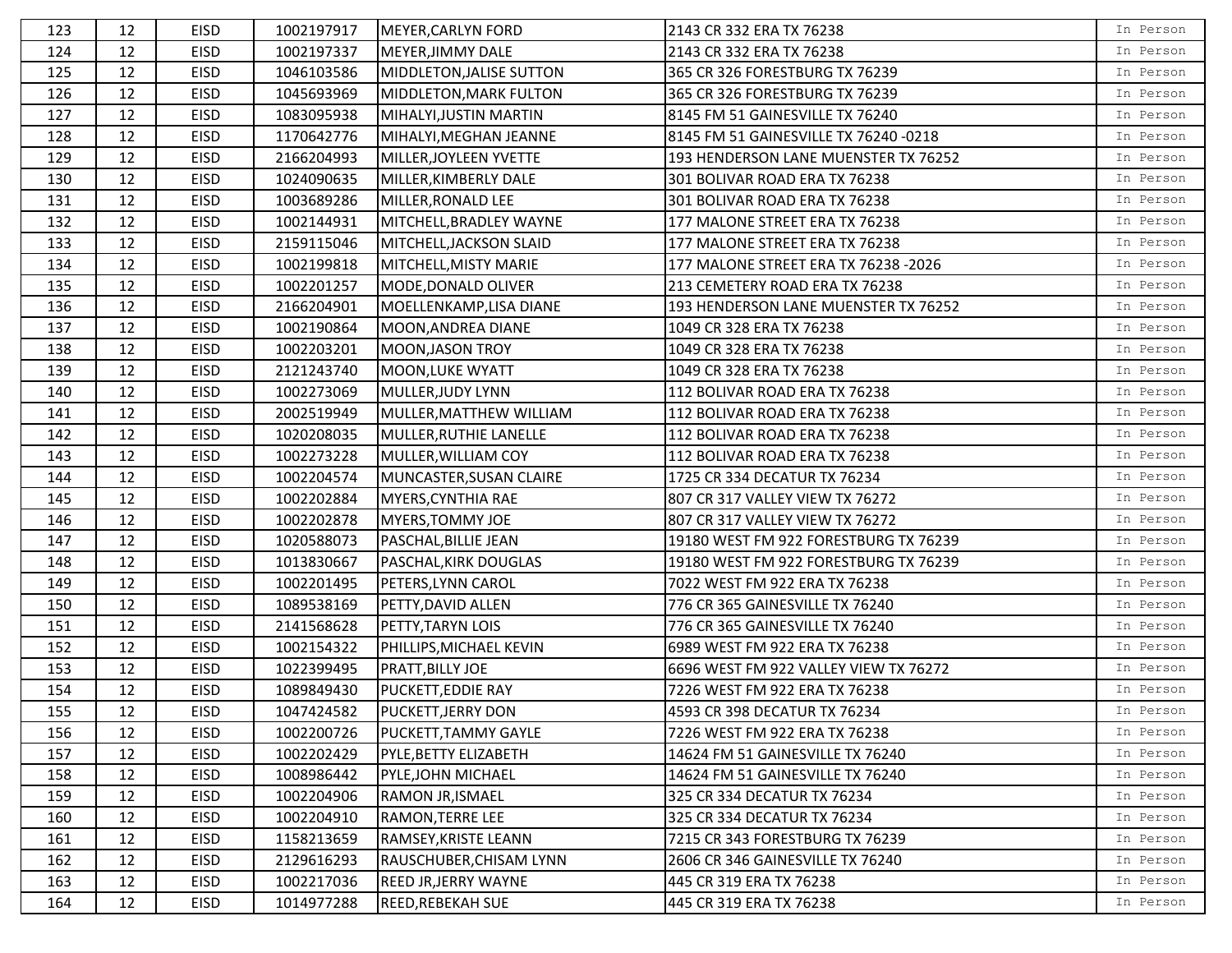| 123 | 12 | EISD | 1002197917 | MEYER,CARLYN FORD | 2143 CR 332 ERA TX 76238 | In Person |
|---|---|---|---|---|---|---|
| 124 | 12 | EISD | 1002197337 | MEYER,JIMMY DALE | 2143 CR 332 ERA TX 76238 | In Person |
| 125 | 12 | EISD | 1046103586 | MIDDLETON,JALISE SUTTON | 365 CR 326 FORESTBURG TX 76239 | In Person |
| 126 | 12 | EISD | 1045693969 | MIDDLETON,MARK FULTON | 365 CR 326 FORESTBURG TX 76239 | In Person |
| 127 | 12 | EISD | 1083095938 | MIHALYI,JUSTIN MARTIN | 8145 FM 51 GAINESVILLE TX 76240 | In Person |
| 128 | 12 | EISD | 1170642776 | MIHALYI,MEGHAN JEANNE | 8145 FM 51 GAINESVILLE TX 76240 -0218 | In Person |
| 129 | 12 | EISD | 2166204993 | MILLER,JOYLEEN YVETTE | 193 HENDERSON LANE MUENSTER TX 76252 | In Person |
| 130 | 12 | EISD | 1024090635 | MILLER,KIMBERLY DALE | 301 BOLIVAR ROAD ERA TX 76238 | In Person |
| 131 | 12 | EISD | 1003689286 | MILLER,RONALD LEE | 301 BOLIVAR ROAD ERA TX 76238 | In Person |
| 132 | 12 | EISD | 1002144931 | MITCHELL,BRADLEY WAYNE | 177 MALONE STREET ERA TX 76238 | In Person |
| 133 | 12 | EISD | 2159115046 | MITCHELL,JACKSON SLAID | 177 MALONE STREET ERA TX 76238 | In Person |
| 134 | 12 | EISD | 1002199818 | MITCHELL,MISTY MARIE | 177 MALONE STREET ERA TX 76238 -2026 | In Person |
| 135 | 12 | EISD | 1002201257 | MODE,DONALD OLIVER | 213 CEMETERY ROAD ERA TX 76238 | In Person |
| 136 | 12 | EISD | 2166204901 | MOELLENKAMP,LISA DIANE | 193 HENDERSON LANE MUENSTER TX 76252 | In Person |
| 137 | 12 | EISD | 1002190864 | MOON,ANDREA DIANE | 1049 CR 328 ERA TX 76238 | In Person |
| 138 | 12 | EISD | 1002203201 | MOON,JASON TROY | 1049 CR 328 ERA TX 76238 | In Person |
| 139 | 12 | EISD | 2121243740 | MOON,LUKE WYATT | 1049 CR 328 ERA TX 76238 | In Person |
| 140 | 12 | EISD | 1002273069 | MULLER,JUDY LYNN | 112 BOLIVAR ROAD ERA TX 76238 | In Person |
| 141 | 12 | EISD | 2002519949 | MULLER,MATTHEW WILLIAM | 112 BOLIVAR ROAD ERA TX 76238 | In Person |
| 142 | 12 | EISD | 1020208035 | MULLER,RUTHIE LANELLE | 112 BOLIVAR ROAD ERA TX 76238 | In Person |
| 143 | 12 | EISD | 1002273228 | MULLER,WILLIAM COY | 112 BOLIVAR ROAD ERA TX 76238 | In Person |
| 144 | 12 | EISD | 1002204574 | MUNCASTER,SUSAN CLAIRE | 1725 CR 334 DECATUR TX 76234 | In Person |
| 145 | 12 | EISD | 1002202884 | MYERS,CYNTHIA RAE | 807 CR 317 VALLEY VIEW TX 76272 | In Person |
| 146 | 12 | EISD | 1002202878 | MYERS,TOMMY JOE | 807 CR 317 VALLEY VIEW TX 76272 | In Person |
| 147 | 12 | EISD | 1020588073 | PASCHAL,BILLIE JEAN | 19180 WEST FM 922 FORESTBURG TX 76239 | In Person |
| 148 | 12 | EISD | 1013830667 | PASCHAL,KIRK DOUGLAS | 19180 WEST FM 922 FORESTBURG TX 76239 | In Person |
| 149 | 12 | EISD | 1002201495 | PETERS,LYNN CAROL | 7022 WEST FM 922 ERA TX 76238 | In Person |
| 150 | 12 | EISD | 1089538169 | PETTY,DAVID ALLEN | 776 CR 365 GAINESVILLE TX 76240 | In Person |
| 151 | 12 | EISD | 2141568628 | PETTY,TARYN LOIS | 776 CR 365 GAINESVILLE TX 76240 | In Person |
| 152 | 12 | EISD | 1002154322 | PHILLIPS,MICHAEL KEVIN | 6989 WEST FM 922 ERA TX 76238 | In Person |
| 153 | 12 | EISD | 1022399495 | PRATT,BILLY JOE | 6696 WEST FM 922 VALLEY VIEW TX 76272 | In Person |
| 154 | 12 | EISD | 1089849430 | PUCKETT,EDDIE RAY | 7226 WEST FM 922 ERA TX 76238 | In Person |
| 155 | 12 | EISD | 1047424582 | PUCKETT,JERRY DON | 4593 CR 398 DECATUR TX 76234 | In Person |
| 156 | 12 | EISD | 1002200726 | PUCKETT,TAMMY GAYLE | 7226 WEST FM 922 ERA TX 76238 | In Person |
| 157 | 12 | EISD | 1002202429 | PYLE,BETTY ELIZABETH | 14624 FM 51 GAINESVILLE TX 76240 | In Person |
| 158 | 12 | EISD | 1008986442 | PYLE,JOHN MICHAEL | 14624 FM 51 GAINESVILLE TX 76240 | In Person |
| 159 | 12 | EISD | 1002204906 | RAMON JR,ISMAEL | 325 CR 334 DECATUR TX 76234 | In Person |
| 160 | 12 | EISD | 1002204910 | RAMON,TERRE LEE | 325 CR 334 DECATUR TX 76234 | In Person |
| 161 | 12 | EISD | 1158213659 | RAMSEY,KRISTE LEANN | 7215 CR 343 FORESTBURG TX 76239 | In Person |
| 162 | 12 | EISD | 2129616293 | RAUSCHUBER,CHISAM LYNN | 2606 CR 346 GAINESVILLE TX 76240 | In Person |
| 163 | 12 | EISD | 1002217036 | REED JR,JERRY WAYNE | 445 CR 319 ERA TX 76238 | In Person |
| 164 | 12 | EISD | 1014977288 | REED,REBEKAH SUE | 445 CR 319 ERA TX 76238 | In Person |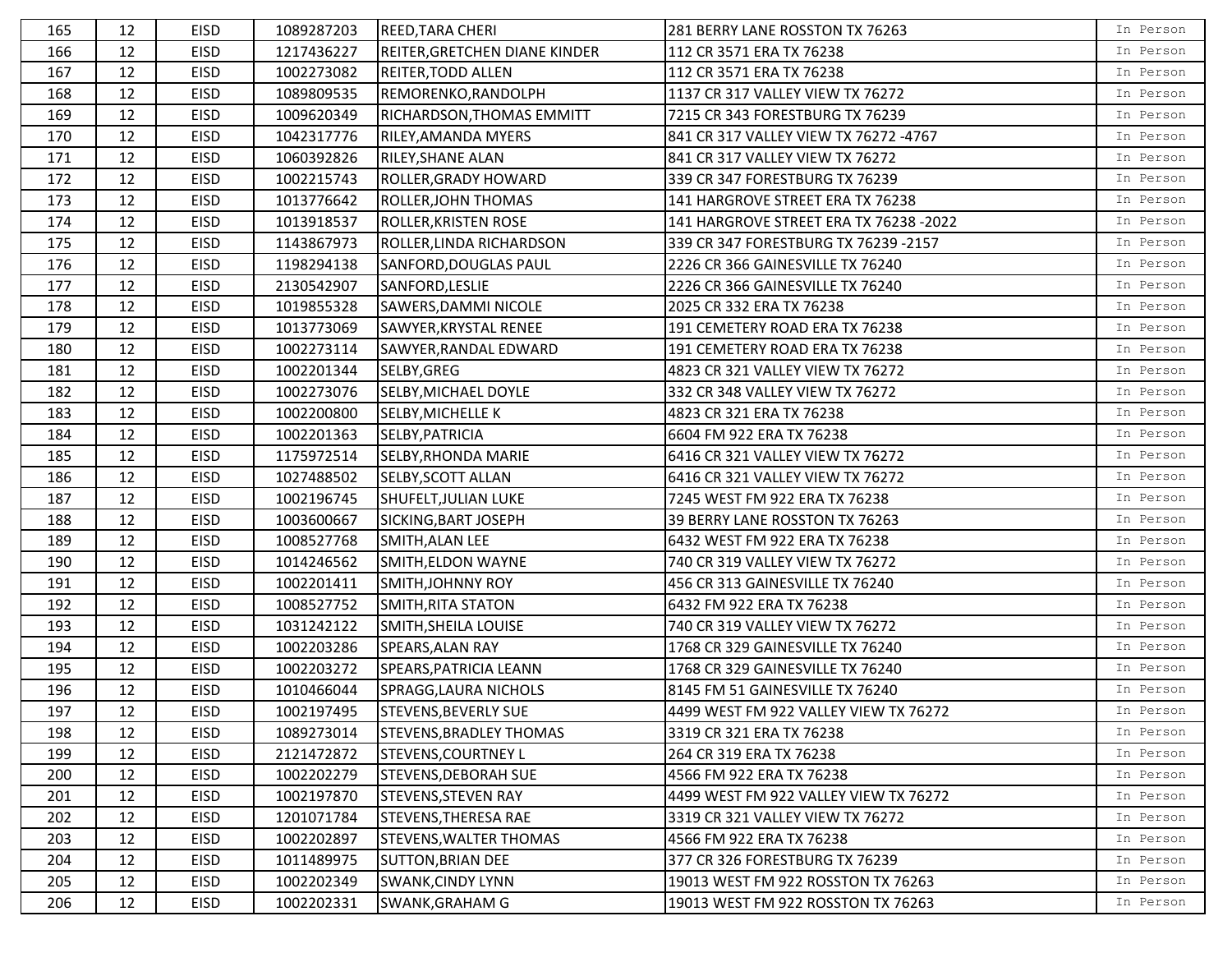| 165 | 12 | EISD | 1089287203 | REED,TARA CHERI | 281 BERRY LANE ROSSTON TX 76263 | In Person |
|---|---|---|---|---|---|---|
| 166 | 12 | EISD | 1217436227 | REITER,GRETCHEN DIANE KINDER | 112 CR 3571 ERA TX 76238 | In Person |
| 167 | 12 | EISD | 1002273082 | REITER,TODD ALLEN | 112 CR 3571 ERA TX 76238 | In Person |
| 168 | 12 | EISD | 1089809535 | REMORENKO,RANDOLPH | 1137 CR 317 VALLEY VIEW TX 76272 | In Person |
| 169 | 12 | EISD | 1009620349 | RICHARDSON,THOMAS EMMITT | 7215 CR 343 FORESTBURG TX 76239 | In Person |
| 170 | 12 | EISD | 1042317776 | RILEY,AMANDA MYERS | 841 CR 317 VALLEY VIEW TX 76272 -4767 | In Person |
| 171 | 12 | EISD | 1060392826 | RILEY,SHANE ALAN | 841 CR 317 VALLEY VIEW TX 76272 | In Person |
| 172 | 12 | EISD | 1002215743 | ROLLER,GRADY HOWARD | 339 CR 347 FORESTBURG TX 76239 | In Person |
| 173 | 12 | EISD | 1013776642 | ROLLER,JOHN THOMAS | 141 HARGROVE STREET ERA TX 76238 | In Person |
| 174 | 12 | EISD | 1013918537 | ROLLER,KRISTEN ROSE | 141 HARGROVE STREET ERA TX 76238 -2022 | In Person |
| 175 | 12 | EISD | 1143867973 | ROLLER,LINDA RICHARDSON | 339 CR 347 FORESTBURG TX 76239 -2157 | In Person |
| 176 | 12 | EISD | 1198294138 | SANFORD,DOUGLAS PAUL | 2226 CR 366 GAINESVILLE TX 76240 | In Person |
| 177 | 12 | EISD | 2130542907 | SANFORD,LESLIE | 2226 CR 366 GAINESVILLE TX 76240 | In Person |
| 178 | 12 | EISD | 1019855328 | SAWERS,DAMMI NICOLE | 2025 CR 332 ERA TX 76238 | In Person |
| 179 | 12 | EISD | 1013773069 | SAWYER,KRYSTAL RENEE | 191 CEMETERY ROAD ERA TX 76238 | In Person |
| 180 | 12 | EISD | 1002273114 | SAWYER,RANDAL EDWARD | 191 CEMETERY ROAD ERA TX 76238 | In Person |
| 181 | 12 | EISD | 1002201344 | SELBY,GREG | 4823 CR 321 VALLEY VIEW TX 76272 | In Person |
| 182 | 12 | EISD | 1002273076 | SELBY,MICHAEL DOYLE | 332 CR 348 VALLEY VIEW TX 76272 | In Person |
| 183 | 12 | EISD | 1002200800 | SELBY,MICHELLE K | 4823 CR 321 ERA TX 76238 | In Person |
| 184 | 12 | EISD | 1002201363 | SELBY,PATRICIA | 6604 FM 922 ERA TX 76238 | In Person |
| 185 | 12 | EISD | 1175972514 | SELBY,RHONDA MARIE | 6416 CR 321 VALLEY VIEW TX 76272 | In Person |
| 186 | 12 | EISD | 1027488502 | SELBY,SCOTT ALLAN | 6416 CR 321 VALLEY VIEW TX 76272 | In Person |
| 187 | 12 | EISD | 1002196745 | SHUFELT,JULIAN LUKE | 7245 WEST FM 922 ERA TX 76238 | In Person |
| 188 | 12 | EISD | 1003600667 | SICKING,BART JOSEPH | 39 BERRY LANE ROSSTON TX 76263 | In Person |
| 189 | 12 | EISD | 1008527768 | SMITH,ALAN LEE | 6432 WEST FM 922 ERA TX 76238 | In Person |
| 190 | 12 | EISD | 1014246562 | SMITH,ELDON WAYNE | 740 CR 319 VALLEY VIEW TX 76272 | In Person |
| 191 | 12 | EISD | 1002201411 | SMITH,JOHNNY ROY | 456 CR 313 GAINESVILLE TX 76240 | In Person |
| 192 | 12 | EISD | 1008527752 | SMITH,RITA STATON | 6432 FM 922 ERA TX 76238 | In Person |
| 193 | 12 | EISD | 1031242122 | SMITH,SHEILA LOUISE | 740 CR 319 VALLEY VIEW TX 76272 | In Person |
| 194 | 12 | EISD | 1002203286 | SPEARS,ALAN RAY | 1768 CR 329 GAINESVILLE TX 76240 | In Person |
| 195 | 12 | EISD | 1002203272 | SPEARS,PATRICIA LEANN | 1768 CR 329 GAINESVILLE TX 76240 | In Person |
| 196 | 12 | EISD | 1010466044 | SPRAGG,LAURA NICHOLS | 8145 FM 51 GAINESVILLE TX 76240 | In Person |
| 197 | 12 | EISD | 1002197495 | STEVENS,BEVERLY SUE | 4499 WEST FM 922 VALLEY VIEW TX 76272 | In Person |
| 198 | 12 | EISD | 1089273014 | STEVENS,BRADLEY THOMAS | 3319 CR 321 ERA TX 76238 | In Person |
| 199 | 12 | EISD | 2121472872 | STEVENS,COURTNEY L | 264 CR 319 ERA TX 76238 | In Person |
| 200 | 12 | EISD | 1002202279 | STEVENS,DEBORAH SUE | 4566 FM 922 ERA TX 76238 | In Person |
| 201 | 12 | EISD | 1002197870 | STEVENS,STEVEN RAY | 4499 WEST FM 922 VALLEY VIEW TX 76272 | In Person |
| 202 | 12 | EISD | 1201071784 | STEVENS,THERESA RAE | 3319 CR 321 VALLEY VIEW TX 76272 | In Person |
| 203 | 12 | EISD | 1002202897 | STEVENS,WALTER THOMAS | 4566 FM 922 ERA TX 76238 | In Person |
| 204 | 12 | EISD | 1011489975 | SUTTON,BRIAN DEE | 377 CR 326 FORESTBURG TX 76239 | In Person |
| 205 | 12 | EISD | 1002202349 | SWANK,CINDY LYNN | 19013 WEST FM 922 ROSSTON TX 76263 | In Person |
| 206 | 12 | EISD | 1002202331 | SWANK,GRAHAM G | 19013 WEST FM 922 ROSSTON TX 76263 | In Person |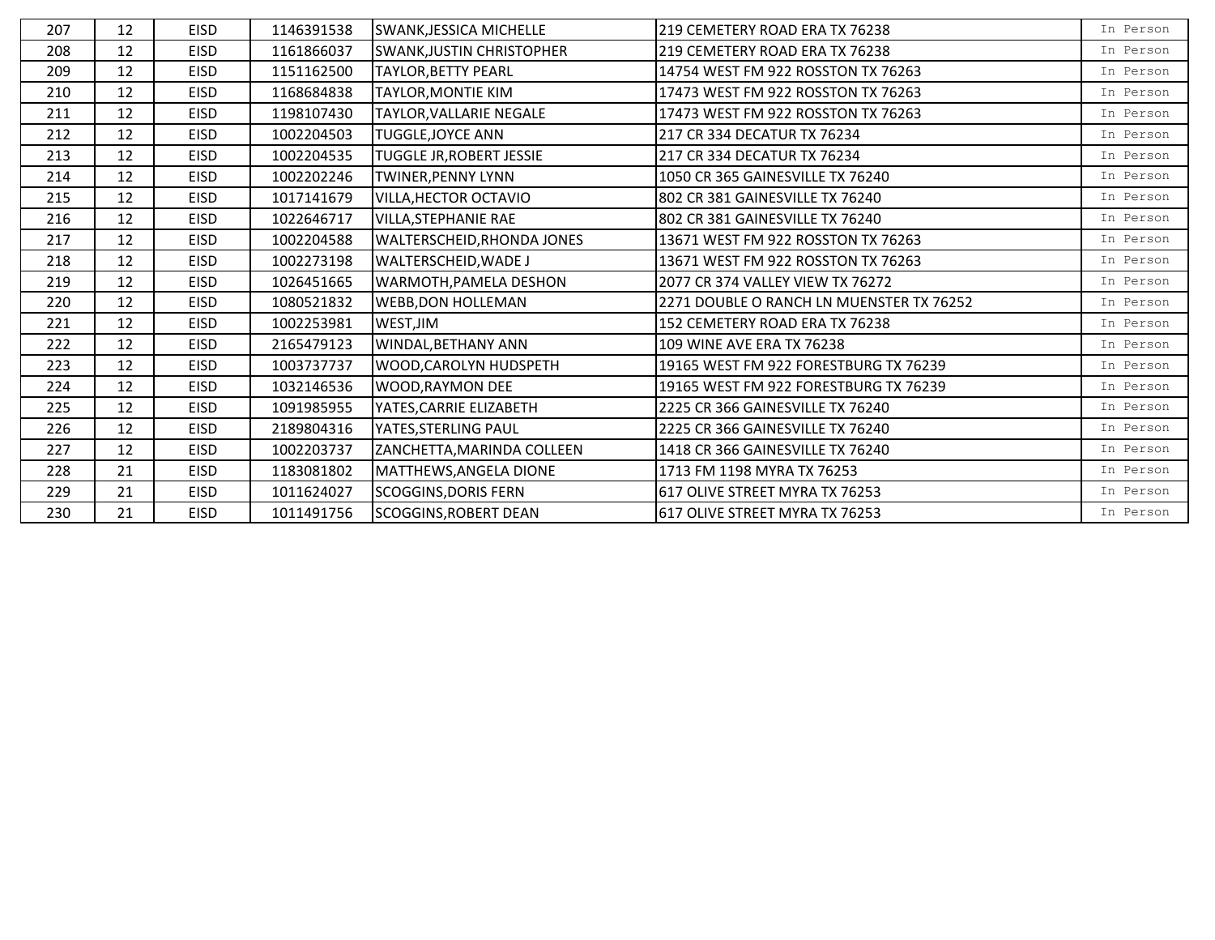| | | | | | | |
|---|---|---|---|---|---|---|
| 207 | 12 | EISD | 1146391538 | SWANK,JESSICA MICHELLE | 219 CEMETERY ROAD ERA TX 76238 | In Person |
| 208 | 12 | EISD | 1161866037 | SWANK,JUSTIN CHRISTOPHER | 219 CEMETERY ROAD ERA TX 76238 | In Person |
| 209 | 12 | EISD | 1151162500 | TAYLOR,BETTY PEARL | 14754 WEST FM 922 ROSSTON TX 76263 | In Person |
| 210 | 12 | EISD | 1168684838 | TAYLOR,MONTIE KIM | 17473 WEST FM 922 ROSSTON TX 76263 | In Person |
| 211 | 12 | EISD | 1198107430 | TAYLOR,VALLARIE NEGALE | 17473 WEST FM 922 ROSSTON TX 76263 | In Person |
| 212 | 12 | EISD | 1002204503 | TUGGLE,JOYCE ANN | 217 CR 334 DECATUR TX 76234 | In Person |
| 213 | 12 | EISD | 1002204535 | TUGGLE JR,ROBERT JESSIE | 217 CR 334 DECATUR TX 76234 | In Person |
| 214 | 12 | EISD | 1002202246 | TWINER,PENNY LYNN | 1050 CR 365 GAINESVILLE TX 76240 | In Person |
| 215 | 12 | EISD | 1017141679 | VILLA,HECTOR OCTAVIO | 802 CR 381 GAINESVILLE TX 76240 | In Person |
| 216 | 12 | EISD | 1022646717 | VILLA,STEPHANIE RAE | 802 CR 381 GAINESVILLE TX 76240 | In Person |
| 217 | 12 | EISD | 1002204588 | WALTERSCHEID,RHONDA JONES | 13671 WEST FM 922 ROSSTON TX 76263 | In Person |
| 218 | 12 | EISD | 1002273198 | WALTERSCHEID,WADE J | 13671 WEST FM 922 ROSSTON TX 76263 | In Person |
| 219 | 12 | EISD | 1026451665 | WARMOTH,PAMELA DESHON | 2077 CR 374 VALLEY VIEW TX 76272 | In Person |
| 220 | 12 | EISD | 1080521832 | WEBB,DON HOLLEMAN | 2271 DOUBLE O RANCH LN MUENSTER TX 76252 | In Person |
| 221 | 12 | EISD | 1002253981 | WEST,JIM | 152 CEMETERY ROAD ERA TX 76238 | In Person |
| 222 | 12 | EISD | 2165479123 | WINDAL,BETHANY ANN | 109 WINE AVE ERA TX 76238 | In Person |
| 223 | 12 | EISD | 1003737737 | WOOD,CAROLYN HUDSPETH | 19165 WEST FM 922 FORESTBURG TX 76239 | In Person |
| 224 | 12 | EISD | 1032146536 | WOOD,RAYMON DEE | 19165 WEST FM 922 FORESTBURG TX 76239 | In Person |
| 225 | 12 | EISD | 1091985955 | YATES,CARRIE ELIZABETH | 2225 CR 366 GAINESVILLE TX 76240 | In Person |
| 226 | 12 | EISD | 2189804316 | YATES,STERLING PAUL | 2225 CR 366 GAINESVILLE TX 76240 | In Person |
| 227 | 12 | EISD | 1002203737 | ZANCHETTA,MARINDA COLLEEN | 1418 CR 366 GAINESVILLE TX 76240 | In Person |
| 228 | 21 | EISD | 1183081802 | MATTHEWS,ANGELA DIONE | 1713 FM 1198 MYRA TX 76253 | In Person |
| 229 | 21 | EISD | 1011624027 | SCOGGINS,DORIS FERN | 617 OLIVE STREET MYRA TX 76253 | In Person |
| 230 | 21 | EISD | 1011491756 | SCOGGINS,ROBERT DEAN | 617 OLIVE STREET MYRA TX 76253 | In Person |